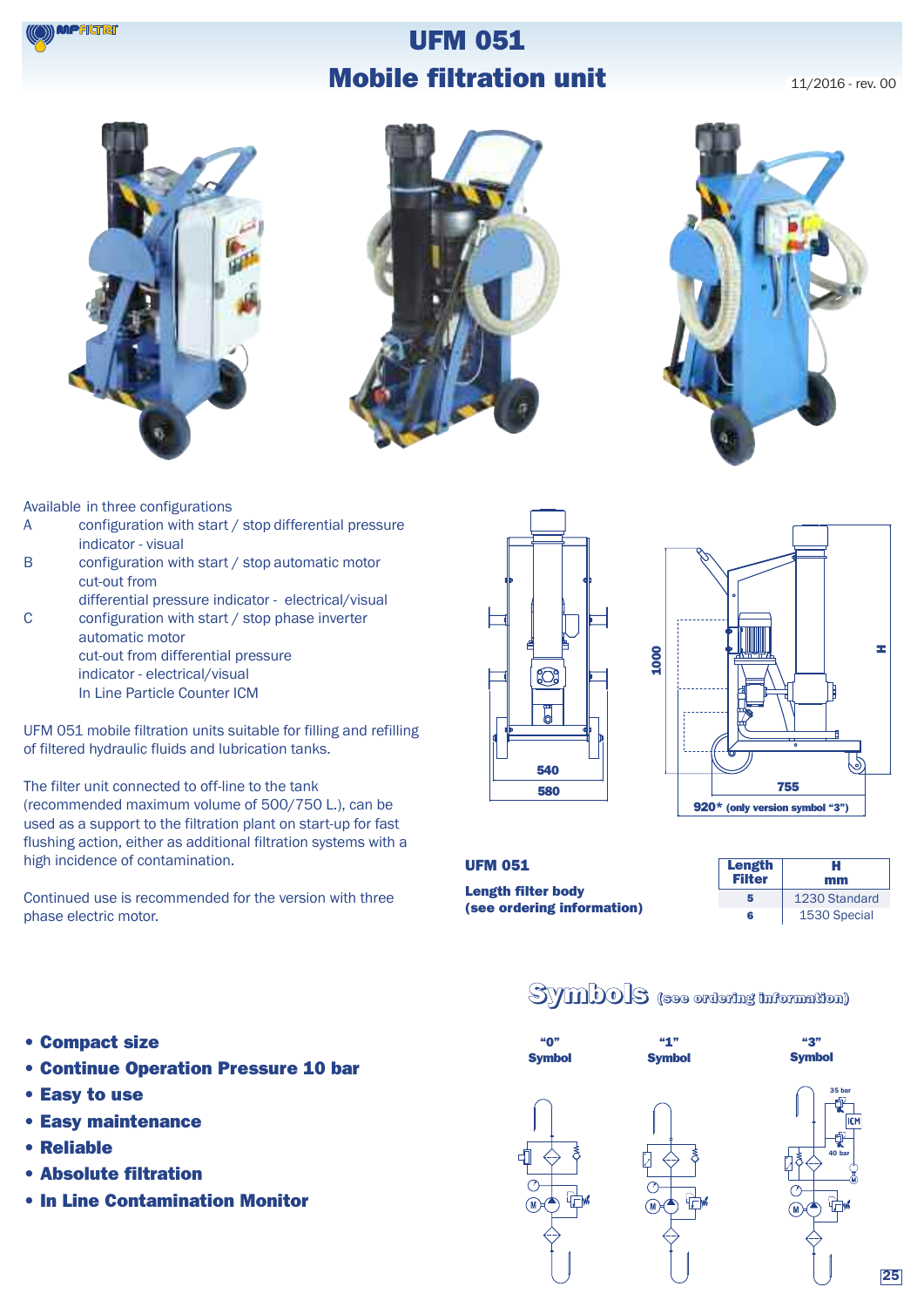# UFM 051
# Mobile filtration unit

11/2016 - rev. 00

Available in three configurations

A configuration with start / stop differential pressure indicator - visual

B configuration with start / stop automatic motor cut-out from differential pressure indicator - electrical/visual

C configuration with start / stop phase inverter automatic motor cut-out from differential pressure indicator - electrical/visual In Line Particle Counter ICM

UFM 051 mobile filtration units suitable for filling and refilling of filtered hydraulic fluids and lubrication tanks.

The filter unit connected to off-line to the tank (recommended maximum volume of 500/750 L.), can be used as a support to the filtration plant on start-up for fast flushing action, either as additional filtration systems with a high incidence of contamination.

Continued use is recommended for the version with three phase electric motor.

540

580

1000

H

755

920* (only version symbol "3")

**UFM 051**

**Length filter body (see ordering information)**

| Length Filter | H mm |
|---|---|
| 5 | 1230 Standard |
| 6 | 1530 Special |

## Symbols (see ordering information)

- **Compact size**
- **Continue Operation Pressure 10 bar**
- **Easy to use**
- **Easy maintenance**
- **Reliable**
- **Absolute filtration**
- **In Line Contamination Monitor**

"0" Symbol

"1" Symbol

"3" Symbol

35 bar

ICM

40 bar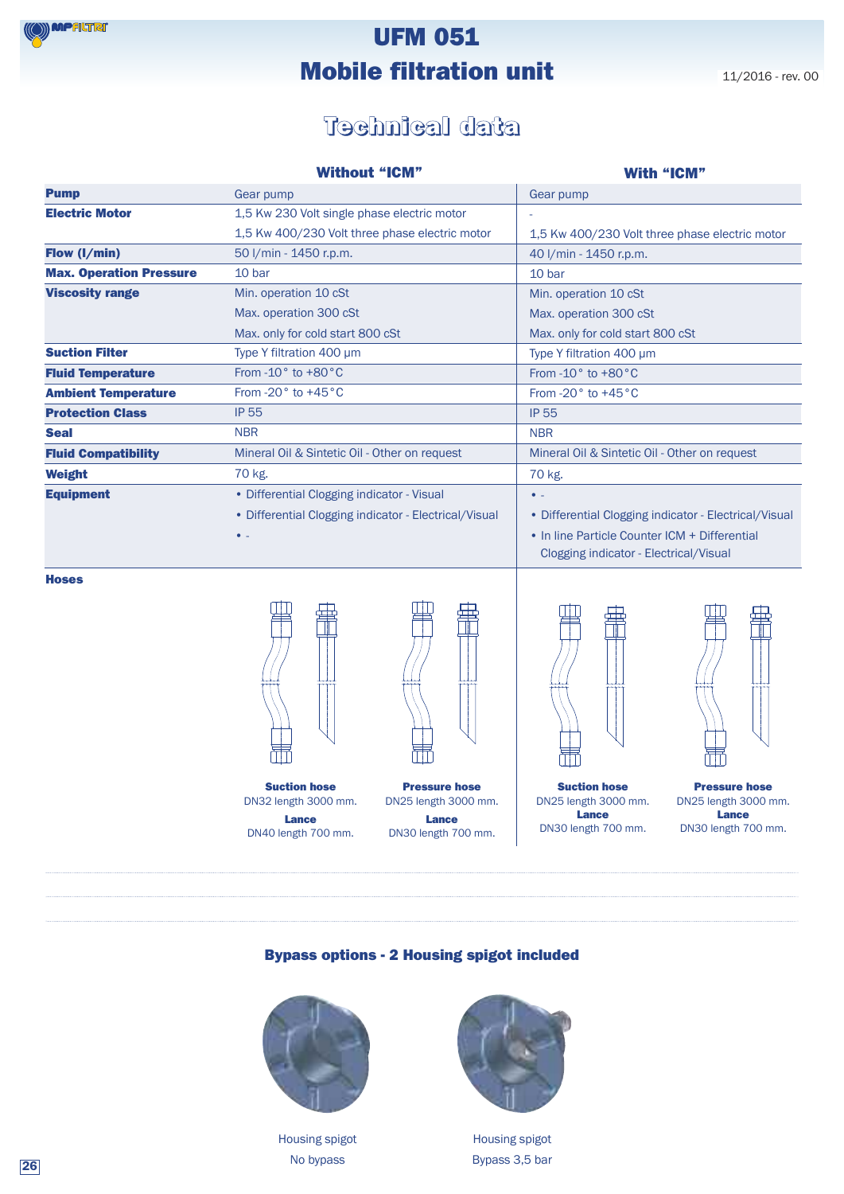# UFM 051
# Mobile filtration unit

11/2016 - rev. 00

## Technical data

| | Without "ICM" | With "ICM" |
|---|---|---|
| **Pump** | Gear pump | Gear pump |
| **Electric Motor** | 1,5 Kw 230 Volt single phase electric motor | - |
| | 1,5 Kw 400/230 Volt three phase electric motor | 1,5 Kw 400/230 Volt three phase electric motor |
| **Flow (l/min)** | 50 l/min - 1450 r.p.m. | 40 l/min - 1450 r.p.m. |
| **Max. Operation Pressure** | 10 bar | 10 bar |
| **Viscosity range** | Min. operation 10 cSt | Min. operation 10 cSt |
| | Max. operation 300 cSt | Max. operation 300 cSt |
| | Max. only for cold start 800 cSt | Max. only for cold start 800 cSt |
| **Suction Filter** | Type Y filtration 400 μm | Type Y filtration 400 μm |
| **Fluid Temperature** | From -10° to +80°C | From -10° to +80°C |
| **Ambient Temperature** | From -20° to +45°C | From -20° to +45°C |
| **Protection Class** | IP 55 | IP 55 |
| **Seal** | NBR | NBR |
| **Fluid Compatibility** | Mineral Oil & Sintetic Oil - Other on request | Mineral Oil & Sintetic Oil - Other on request |
| **Weight** | 70 kg. | 70 kg. |
| **Equipment** | • Differential Clogging indicator - Visual | • - |
| | • Differential Clogging indicator - Electrical/Visual | • Differential Clogging indicator - Electrical/Visual |
| | • - | • In line Particle Counter ICM + Differential Clogging indicator - Electrical/Visual |

**Hoses**

| | Without "ICM" | | With "ICM" | |
|---|---|---|---|---|
| | **Suction hose** DN32 length 3000 mm. | **Pressure hose** DN25 length 3000 mm. | **Suction hose** DN25 length 3000 mm. | **Pressure hose** DN25 length 3000 mm. |
| | **Lance** DN40 length 700 mm. | **Lance** DN30 length 700 mm. | **Lance** DN30 length 700 mm. | **Lance** DN30 length 700 mm. |

## Bypass options - 2 Housing spigot included

Housing spigot
No bypass

Housing spigot
Bypass 3,5 bar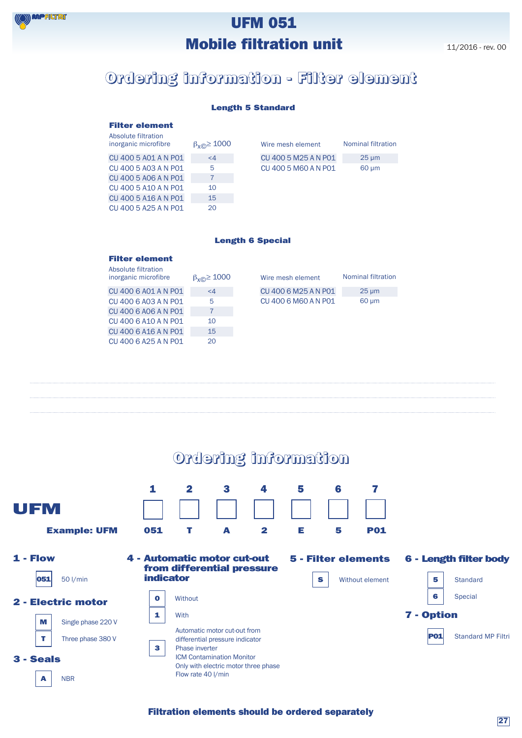## Ordering information - Filter element

### Length 5 Standard

**Filter element**

| Absolute filtration inorganic microfibre | $\beta_{x(c)} \geq 1000$ | Wire mesh element | Nominal filtration |
|---|---|---|---|
| CU 400 5 A01 A N P01 | <4 | CU 400 5 M25 A N P01 | 25 µm |
| CU 400 5 A03 A N P01 | 5 | CU 400 5 M60 A N P01 | 60 µm |
| CU 400 5 A06 A N P01 | 7 | | |
| CU 400 5 A10 A N P01 | 10 | | |
| CU 400 5 A16 A N P01 | 15 | | |
| CU 400 5 A25 A N P01 | 20 | | |

### Length 6 Special

**Filter element**

| Absolute filtration inorganic microfibre | $\beta_{x(c)} \geq 1000$ | Wire mesh element | Nominal filtration |
|---|---|---|---|
| CU 400 6 A01 A N P01 | <4 | CU 400 6 M25 A N P01 | 25 µm |
| CU 400 6 A03 A N P01 | 5 | CU 400 6 M60 A N P01 | 60 µm |
| CU 400 6 A06 A N P01 | 7 | | |
| CU 400 6 A10 A N P01 | 10 | | |
| CU 400 6 A16 A N P01 | 15 | | |
| CU 400 6 A25 A N P01 | 20 | | |

## Ordering information

| UFM | 1 | 2 | 3 | 4 | 5 | 6 | 7 |
|---|---|---|---|---|---|---|---|
| **Example: UFM** | **051** | **T** | **A** | **2** | **E** | **5** | **P01** |

### 1 - Flow

| | |
|---|---|
| **051** | 50 l/min |

### 2 - Electric motor

| | |
|---|---|
| **M** | Single phase 220 V |
| **T** | Three phase 380 V |

### 3 - Seals

| | |
|---|---|
| **A** | NBR |

### 4 - Automatic motor cut-out from differential pressure indicator

| | |
|---|---|
| **0** | Without |
| **1** | With |
| **3** | Automatic motor cut-out from differential pressure indicator<br>Phase inverter<br>ICM Contamination Monitor<br>Only with electric motor three phase<br>Flow rate 40 l/min |

### 5 - Filter elements

| | |
|---|---|
| **S** | Without element |

### 6 - Length filter body

| | |
|---|---|
| **5** | Standard |
| **6** | Special |

### 7 - Option

| | |
|---|---|
| **P01** | Standard MP Filtri |

**Filtration elements should be ordered separately**